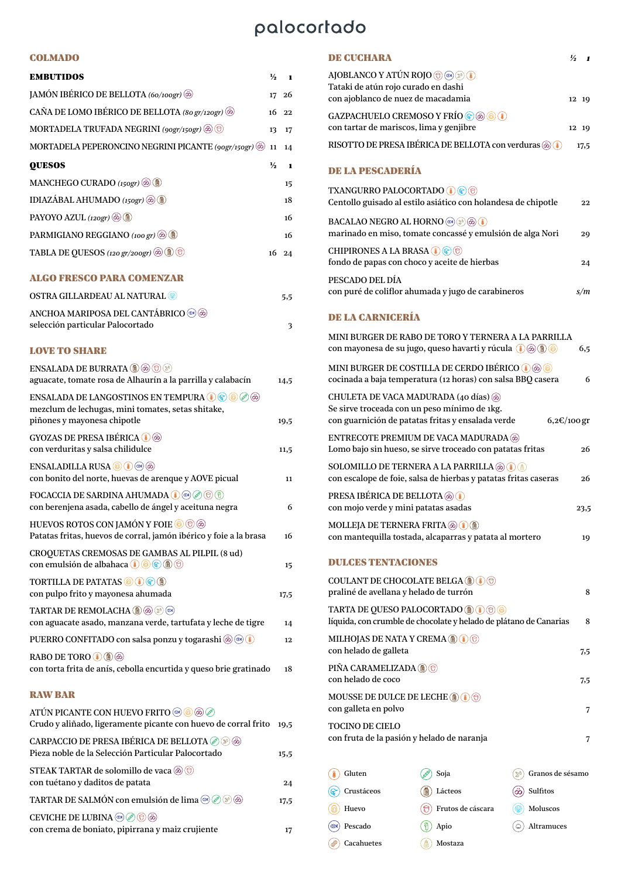# palocortado

## COLMADO

| EMBUTIDOS | ½ | 1 |
|---|---|---|
| JAMÓN IBÉRICO DE BELLOTA *(60/100gr)* | 17 | 26 |
| CAÑA DE LOMO IBÉRICO DE BELLOTA *(80 gr/120gr)* | 16 | 22 |
| MORTADELA TRUFADA NEGRINI *(90gr/150gr)* | 13 | 17 |
| MORTADELA PEPERONCINO NEGRINI PICANTE *(90gr/150gr)* | 11 | 14 |

| QUESOS | ½ | 1 |
|---|---|---|
| MANCHEGO CURADO *(150gr)* | | 15 |
| IDIAZÁBAL AHUMADO *(150gr)* | | 18 |
| PAYOYO AZUL *(120gr)* | | 16 |
| PARMIGIANO REGGIANO *(100 gr)* | | 16 |
| TABLA DE QUESOS *(120 gr/200gr)* | 16 | 24 |

## ALGO FRESCO PARA COMENZAR

OSTRA GILLARDEAU AL NATURAL — 5,5

ANCHOA MARIPOSA DEL CANTÁBRICO
selección particular Palocortado — 3

## LOVE TO SHARE

ENSALADA DE BURRATA
aguacate, tomate rosa de Alhaurín a la parrilla y calabacín — 14,5

ENSALADA DE LANGOSTINOS EN TEMPURA
mezclum de lechugas, mini tomates, setas shitake, piñones y mayonesa chipotle — 19,5

GYOZAS DE PRESA IBÉRICA
con verduritas y salsa chilidulce — 11,5

ENSALADILLA RUSA
con bonito del norte, huevas de arenque y AOVE picual — 11

FOCACCIA DE SARDINA AHUMADA
con berenjena asada, cabello de ángel y aceituna negra — 6

HUEVOS ROTOS CON JAMÓN Y FOIE
Patatas fritas, huevos de corral, jamón ibérico y foie a la brasa — 16

CROQUETAS CREMOSAS DE GAMBAS AL PILPIL (8 ud)
con emulsión de albahaca — 15

TORTILLA DE PATATAS
con pulpo frito y mayonesa ahumada — 17,5

TARTAR DE REMOLACHA
con aguacate asado, manzana verde, tartufata y leche de tigre — 14

PUERRO CONFITADO con salsa ponzu y togarashi — 12

RABO DE TORO
con torta frita de anís, cebolla encurtida y queso brie gratinado — 18

## RAW BAR

ATÚN PICANTE CON HUEVO FRITO
Crudo y aliñado, ligeramente picante con huevo de corral frito — 19,5

CARPACCIO DE PRESA IBÉRICA DE BELLOTA
Pieza noble de la Selección Particular Palocortado — 15,5

STEAK TARTAR de solomillo de vaca
con tuétano y daditos de patata — 24

TARTAR DE SALMÓN con emulsión de lima — 17,5

CEVICHE DE LUBINA
con crema de boniato, pipirrana y maiz crujiente — 17

## DE CUCHARA

| | ½ | 1 |
|---|---|---|
| AJOBLANCO Y ATÚN ROJO<br>Tataki de atún rojo curado en dashi con ajoblanco de nuez de macadamia | 12 | 19 |
| GAZPACHUELO CREMOSO Y FRÍO<br>con tartar de mariscos, lima y genjibre | 12 | 19 |
| RISOTTO DE PRESA IBÉRICA DE BELLOTA con verduras | | 17,5 |

## DE LA PESCADERÍA

TXANGURRO PALOCORTADO
Centollo guisado al estilo asiático con holandesa de chipotle — 22

BACALAO NEGRO AL HORNO
marinado en miso, tomate concassé y emulsión de alga Nori — 29

CHIPIRONES A LA BRASA
fondo de papas con choco y aceite de hierbas — 24

PESCADO DEL DÍA
con puré de coliflor ahumada y jugo de carabineros — *s/m*

## DE LA CARNICERÍA

MINI BURGER DE RABO DE TORO Y TERNERA A LA PARRILLA
con mayonesa de su jugo, queso havarti y rúcula — 6,5

MINI BURGER DE COSTILLA DE CERDO IBÉRICO
cocinada a baja temperatura (12 horas) con salsa BBQ casera — 6

CHULETA DE VACA MADURADA (40 días)
Se sirve troceada con un peso mínimo de 1kg.
con guarnición de patatas fritas y ensalada verde — 6,2€/100 gr

ENTRECOTE PREMIUM DE VACA MADURADA
Lomo bajo sin hueso, se sirve troceado con patatas fritas — 26

SOLOMILLO DE TERNERA A LA PARRILLA
con escalope de foie, salsa de hierbas y patatas fritas caseras — 26

PRESA IBÉRICA DE BELLOTA
con mojo verde y mini patatas asadas — 23,5

MOLLEJA DE TERNERA FRITA
con mantequilla tostada, alcaparras y patata al mortero — 19

## DULCES TENTACIONES

COULANT DE CHOCOLATE BELGA
praliné de avellana y helado de turrón — 8

TARTA DE QUESO PALOCORTADO
líquida, con crumble de chocolate y helado de plátano de Canarias — 8

MILHOJAS DE NATA Y CREMA
con helado de galleta — 7,5

PIÑA CARAMELIZADA
con helado de coco — 7,5

MOUSSE DE DULCE DE LECHE
con galleta en polvo — 7

TOCINO DE CIELO
con fruta de la pasión y helado de naranja — 7

Gluten · Soja · Granos de sésamo · Crustáceos · Lácteos · Sulfitos · Huevo · Frutos de cáscara · Moluscos · Pescado · Apio · Altramuces · Cacahuetes · Mostaza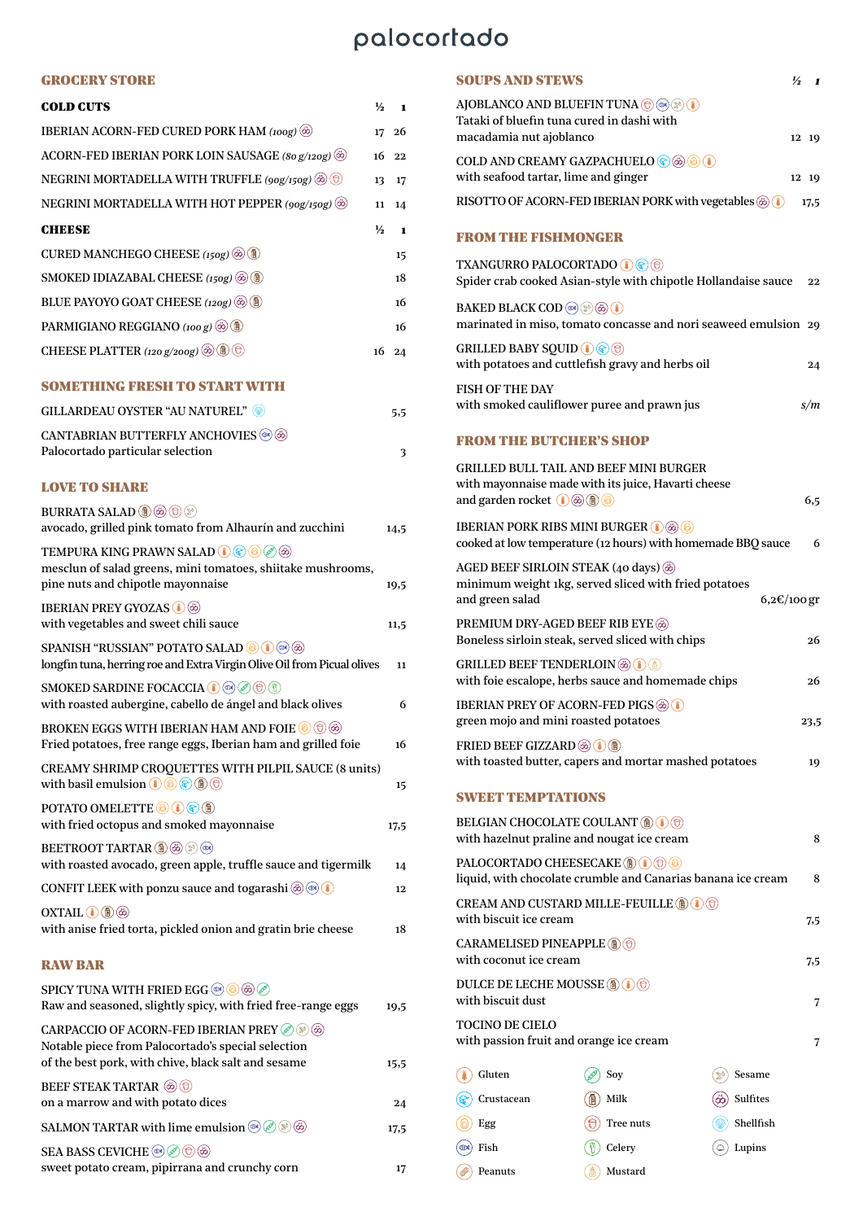# palocortado

## GROCERY STORE

| COLD CUTS | ½ | 1 |
| --- | --- | --- |
| IBERIAN ACORN-FED CURED PORK HAM *(100g)* | 17 | 26 |
| ACORN-FED IBERIAN PORK LOIN SAUSAGE *(80 g/120g)* | 16 | 22 |
| NEGRINI MORTADELLA WITH TRUFFLE *(90g/150g)* | 13 | 17 |
| NEGRINI MORTADELLA WITH HOT PEPPER *(90g/150g)* | 11 | 14 |

| CHEESE | ½ | 1 |
| --- | --- | --- |
| CURED MANCHEGO CHEESE *(150g)* | | 15 |
| SMOKED IDIAZABAL CHEESE *(150g)* | | 18 |
| BLUE PAYOYO GOAT CHEESE *(120g)* | | 16 |
| PARMIGIANO REGGIANO *(100 g)* | | 16 |
| CHEESE PLATTER *(120 g/200g)* | 16 | 24 |

## SOMETHING FRESH TO START WITH

GILLARDEAU OYSTER "AU NATUREL" — 5,5

CANTABRIAN BUTTERFLY ANCHOVIES
Palocortado particular selection — 3

## LOVE TO SHARE

BURRATA SALAD
avocado, grilled pink tomato from Alhaurín and zucchini — 14,5

TEMPURA KING PRAWN SALAD
mesclun of salad greens, mini tomatoes, shiitake mushrooms, pine nuts and chipotle mayonnaise — 19,5

IBERIAN PREY GYOZAS
with vegetables and sweet chili sauce — 11,5

SPANISH "RUSSIAN" POTATO SALAD
longfin tuna, herring roe and Extra Virgin Olive Oil from Picual olives — 11

SMOKED SARDINE FOCACCIA
with roasted aubergine, cabello de ángel and black olives — 6

BROKEN EGGS WITH IBERIAN HAM AND FOIE
Fried potatoes, free range eggs, Iberian ham and grilled foie — 16

CREAMY SHRIMP CROQUETTES WITH PILPIL SAUCE (8 units)
with basil emulsion — 15

POTATO OMELETTE
with fried octopus and smoked mayonnaise — 17,5

BEETROOT TARTAR
with roasted avocado, green apple, truffle sauce and tigermilk — 14

CONFIT LEEK with ponzu sauce and togarashi — 12

OXTAIL
with anise fried torta, pickled onion and gratin brie cheese — 18

## RAW BAR

SPICY TUNA WITH FRIED EGG
Raw and seasoned, slightly spicy, with fried free-range eggs — 19,5

CARPACCIO OF ACORN-FED IBERIAN PREY
Notable piece from Palocortado's special selection of the best pork, with chive, black salt and sesame — 15,5

BEEF STEAK TARTAR
on a marrow and with potato dices — 24

SALMON TARTAR with lime emulsion — 17,5

SEA BASS CEVICHE
sweet potato cream, pipirrana and crunchy corn — 17

## SOUPS AND STEWS

| | ½ | 1 |
| --- | --- | --- |
| AJOBLANCO AND BLUEFIN TUNA<br>Tataki of bluefin tuna cured in dashi with macadamia nut ajoblanco | 12 | 19 |
| COLD AND CREAMY GAZPACHUELO<br>with seafood tartar, lime and ginger | 12 | 19 |
| RISOTTO OF ACORN-FED IBERIAN PORK with vegetables | | 17,5 |

## FROM THE FISHMONGER

TXANGURRO PALOCORTADO
Spider crab cooked Asian-style with chipotle Hollandaise sauce — 22

BAKED BLACK COD
marinated in miso, tomato concasse and nori seaweed emulsion — 29

GRILLED BABY SQUID
with potatoes and cuttlefish gravy and herbs oil — 24

FISH OF THE DAY
with smoked cauliflower puree and prawn jus — *s/m*

## FROM THE BUTCHER'S SHOP

GRILLED BULL TAIL AND BEEF MINI BURGER
with mayonnaise made with its juice, Havarti cheese and garden rocket — 6,5

IBERIAN PORK RIBS MINI BURGER
cooked at low temperature (12 hours) with homemade BBQ sauce — 6

AGED BEEF SIRLOIN STEAK (40 days)
minimum weight 1kg, served sliced with fried potatoes and green salad — 6,2€/100 gr

PREMIUM DRY-AGED BEEF RIB EYE
Boneless sirloin steak, served sliced with chips — 26

GRILLED BEEF TENDERLOIN
with foie escalope, herbs sauce and homemade chips — 26

IBERIAN PREY OF ACORN-FED PIGS
green mojo and mini roasted potatoes — 23,5

FRIED BEEF GIZZARD
with toasted butter, capers and mortar mashed potatoes — 19

## SWEET TEMPTATIONS

BELGIAN CHOCOLATE COULANT
with hazelnut praline and nougat ice cream — 8

PALOCORTADO CHEESECAKE
liquid, with chocolate crumble and Canarias banana ice cream — 8

CREAM AND CUSTARD MILLE-FEUILLE
with biscuit ice cream — 7,5

CARAMELISED PINEAPPLE
with coconut ice cream — 7,5

DULCE DE LECHE MOUSSE
with biscuit dust — 7

TOCINO DE CIELO
with passion fruit and orange ice cream — 7

Gluten, Crustacean, Egg, Fish, Peanuts, Soy, Milk, Tree nuts, Celery, Mustard, Sesame, Sulfites, Shellfish, Lupins